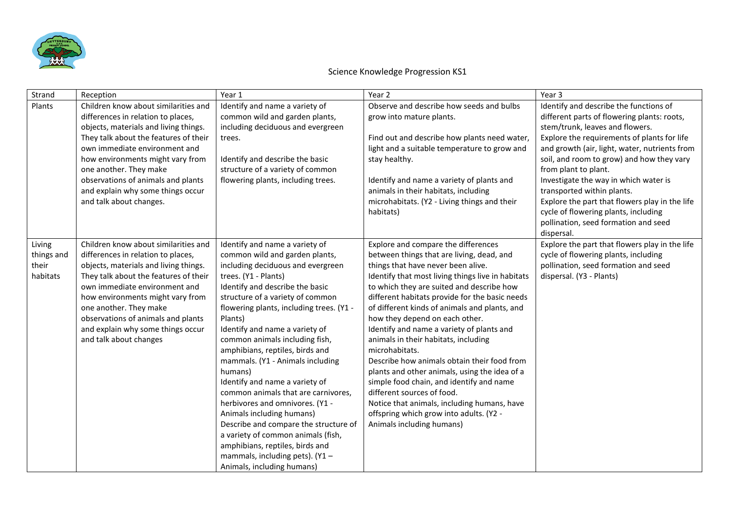# Science Knowledge Progression KS1

| Strand | Reception | Year 1 | Year 2 | Year 3 |
|---|---|---|---|---|
| Plants | Children know about similarities and differences in relation to places, objects, materials and living things. They talk about the features of their own immediate environment and how environments might vary from one another. They make observations of animals and plants and explain why some things occur and talk about changes. | Identify and name a variety of common wild and garden plants, including deciduous and evergreen trees.<br><br>Identify and describe the basic structure of a variety of common flowering plants, including trees. | Observe and describe how seeds and bulbs grow into mature plants.<br><br>Find out and describe how plants need water, light and a suitable temperature to grow and stay healthy.<br><br>Identify and name a variety of plants and animals in their habitats, including microhabitats. (Y2 - Living things and their habitats) | Identify and describe the functions of different parts of flowering plants: roots, stem/trunk, leaves and flowers.<br>Explore the requirements of plants for life and growth (air, light, water, nutrients from soil, and room to grow) and how they vary from plant to plant.<br>Investigate the way in which water is transported within plants.<br>Explore the part that flowers play in the life cycle of flowering plants, including pollination, seed formation and seed dispersal. |
| Living things and their habitats | Children know about similarities and differences in relation to places, objects, materials and living things. They talk about the features of their own immediate environment and how environments might vary from one another. They make observations of animals and plants and explain why some things occur and talk about changes | Identify and name a variety of common wild and garden plants, including deciduous and evergreen trees. (Y1 - Plants)<br>Identify and describe the basic structure of a variety of common flowering plants, including trees. (Y1 - Plants)<br>Identify and name a variety of common animals including fish, amphibians, reptiles, birds and mammals. (Y1 - Animals including humans)<br>Identify and name a variety of common animals that are carnivores, herbivores and omnivores. (Y1 - Animals including humans)<br>Describe and compare the structure of a variety of common animals (fish, amphibians, reptiles, birds and mammals, including pets). (Y1 – Animals, including humans) | Explore and compare the differences between things that are living, dead, and things that have never been alive.<br>Identify that most living things live in habitats to which they are suited and describe how different habitats provide for the basic needs of different kinds of animals and plants, and how they depend on each other.<br>Identify and name a variety of plants and animals in their habitats, including microhabitats.<br>Describe how animals obtain their food from plants and other animals, using the idea of a simple food chain, and identify and name different sources of food.<br>Notice that animals, including humans, have offspring which grow into adults. (Y2 - Animals including humans) | Explore the part that flowers play in the life cycle of flowering plants, including pollination, seed formation and seed dispersal. (Y3 - Plants) |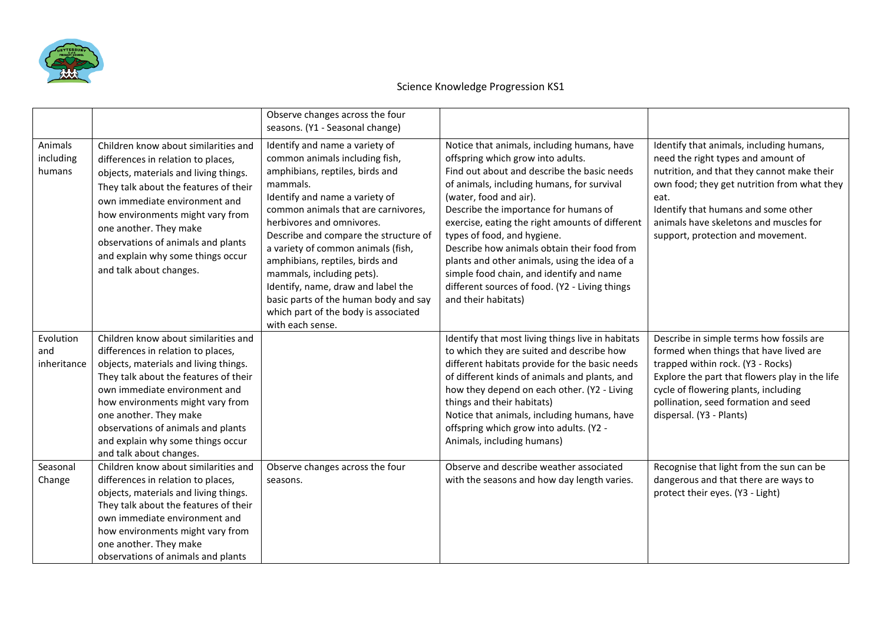# Science Knowledge Progression KS1

| | | | | |
|---|---|---|---|---|
| | | Observe changes across the four seasons. (Y1 - Seasonal change) | | |
| Animals including humans | Children know about similarities and differences in relation to places, objects, materials and living things. They talk about the features of their own immediate environment and how environments might vary from one another. They make observations of animals and plants and explain why some things occur and talk about changes. | Identify and name a variety of common animals including fish, amphibians, reptiles, birds and mammals.<br>Identify and name a variety of common animals that are carnivores, herbivores and omnivores.<br>Describe and compare the structure of a variety of common animals (fish, amphibians, reptiles, birds and mammals, including pets).<br>Identify, name, draw and label the basic parts of the human body and say which part of the body is associated with each sense. | Notice that animals, including humans, have offspring which grow into adults.<br>Find out about and describe the basic needs of animals, including humans, for survival (water, food and air).<br>Describe the importance for humans of exercise, eating the right amounts of different types of food, and hygiene.<br>Describe how animals obtain their food from plants and other animals, using the idea of a simple food chain, and identify and name different sources of food. (Y2 - Living things and their habitats) | Identify that animals, including humans, need the right types and amount of nutrition, and that they cannot make their own food; they get nutrition from what they eat.<br>Identify that humans and some other animals have skeletons and muscles for support, protection and movement. |
| Evolution and inheritance | Children know about similarities and differences in relation to places, objects, materials and living things. They talk about the features of their own immediate environment and how environments might vary from one another. They make observations of animals and plants and explain why some things occur and talk about changes. | | Identify that most living things live in habitats to which they are suited and describe how different habitats provide for the basic needs of different kinds of animals and plants, and how they depend on each other. (Y2 - Living things and their habitats)<br>Notice that animals, including humans, have offspring which grow into adults. (Y2 - Animals, including humans) | Describe in simple terms how fossils are formed when things that have lived are trapped within rock. (Y3 - Rocks)<br>Explore the part that flowers play in the life cycle of flowering plants, including pollination, seed formation and seed dispersal. (Y3 - Plants) |
| Seasonal Change | Children know about similarities and differences in relation to places, objects, materials and living things. They talk about the features of their own immediate environment and how environments might vary from one another. They make observations of animals and plants | Observe changes across the four seasons. | Observe and describe weather associated with the seasons and how day length varies. | Recognise that light from the sun can be dangerous and that there are ways to protect their eyes. (Y3 - Light) |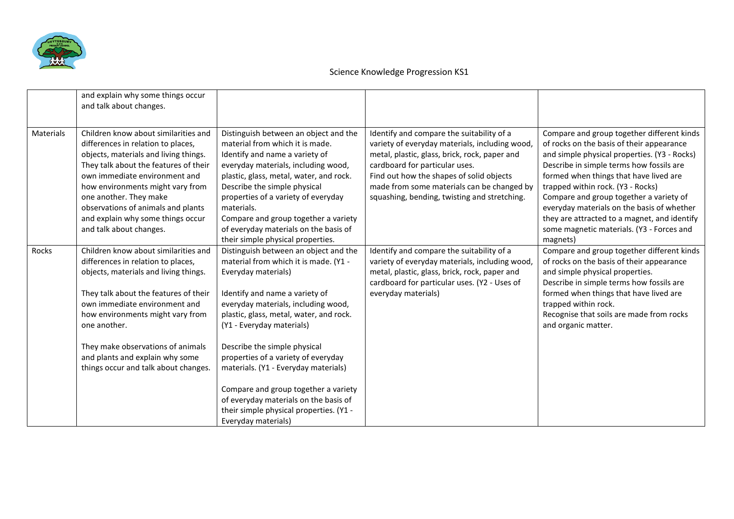Science Knowledge Progression KS1

| | | | | |
|---|---|---|---|---|
| | and explain why some things occur and talk about changes. | | | |
| Materials | Children know about similarities and differences in relation to places, objects, materials and living things. They talk about the features of their own immediate environment and how environments might vary from one another. They make observations of animals and plants and explain why some things occur and talk about changes. | Distinguish between an object and the material from which it is made.<br>Identify and name a variety of everyday materials, including wood, plastic, glass, metal, water, and rock.<br>Describe the simple physical properties of a variety of everyday materials.<br>Compare and group together a variety of everyday materials on the basis of their simple physical properties. | Identify and compare the suitability of a variety of everyday materials, including wood, metal, plastic, glass, brick, rock, paper and cardboard for particular uses.<br>Find out how the shapes of solid objects made from some materials can be changed by squashing, bending, twisting and stretching. | Compare and group together different kinds of rocks on the basis of their appearance and simple physical properties. (Y3 - Rocks)<br>Describe in simple terms how fossils are formed when things that have lived are trapped within rock. (Y3 - Rocks)<br>Compare and group together a variety of everyday materials on the basis of whether they are attracted to a magnet, and identify some magnetic materials. (Y3 - Forces and magnets) |
| Rocks | Children know about similarities and differences in relation to places, objects, materials and living things.<br><br>They talk about the features of their own immediate environment and how environments might vary from one another.<br><br>They make observations of animals and plants and explain why some things occur and talk about changes. | Distinguish between an object and the material from which it is made. (Y1 - Everyday materials)<br><br>Identify and name a variety of everyday materials, including wood, plastic, glass, metal, water, and rock. (Y1 - Everyday materials)<br><br>Describe the simple physical properties of a variety of everyday materials. (Y1 - Everyday materials)<br><br>Compare and group together a variety of everyday materials on the basis of their simple physical properties. (Y1 - Everyday materials) | Identify and compare the suitability of a variety of everyday materials, including wood, metal, plastic, glass, brick, rock, paper and cardboard for particular uses. (Y2 - Uses of everyday materials) | Compare and group together different kinds of rocks on the basis of their appearance and simple physical properties.<br>Describe in simple terms how fossils are formed when things that have lived are trapped within rock.<br>Recognise that soils are made from rocks and organic matter. |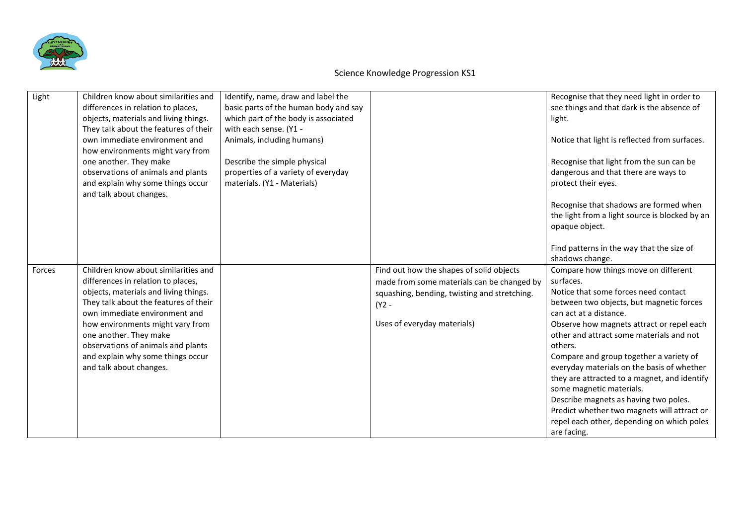# Science Knowledge Progression KS1

| Light | Children know about similarities and differences in relation to places, objects, materials and living things. They talk about the features of their own immediate environment and how environments might vary from one another. They make observations of animals and plants and explain why some things occur and talk about changes. | Identify, name, draw and label the basic parts of the human body and say which part of the body is associated with each sense. (Y1 - Animals, including humans)<br><br>Describe the simple physical properties of a variety of everyday materials. (Y1 - Materials) | | Recognise that they need light in order to see things and that dark is the absence of light.<br><br>Notice that light is reflected from surfaces.<br><br>Recognise that light from the sun can be dangerous and that there are ways to protect their eyes.<br><br>Recognise that shadows are formed when the light from a light source is blocked by an opaque object.<br><br>Find patterns in the way that the size of shadows change. |
|---|---|---|---|---|
| Forces | Children know about similarities and differences in relation to places, objects, materials and living things. They talk about the features of their own immediate environment and how environments might vary from one another. They make observations of animals and plants and explain why some things occur and talk about changes. | | Find out how the shapes of solid objects made from some materials can be changed by squashing, bending, twisting and stretching. (Y2 -<br><br>Uses of everyday materials) | Compare how things move on different surfaces.<br>Notice that some forces need contact between two objects, but magnetic forces can act at a distance.<br>Observe how magnets attract or repel each other and attract some materials and not others.<br>Compare and group together a variety of everyday materials on the basis of whether they are attracted to a magnet, and identify some magnetic materials.<br>Describe magnets as having two poles.<br>Predict whether two magnets will attract or repel each other, depending on which poles are facing. |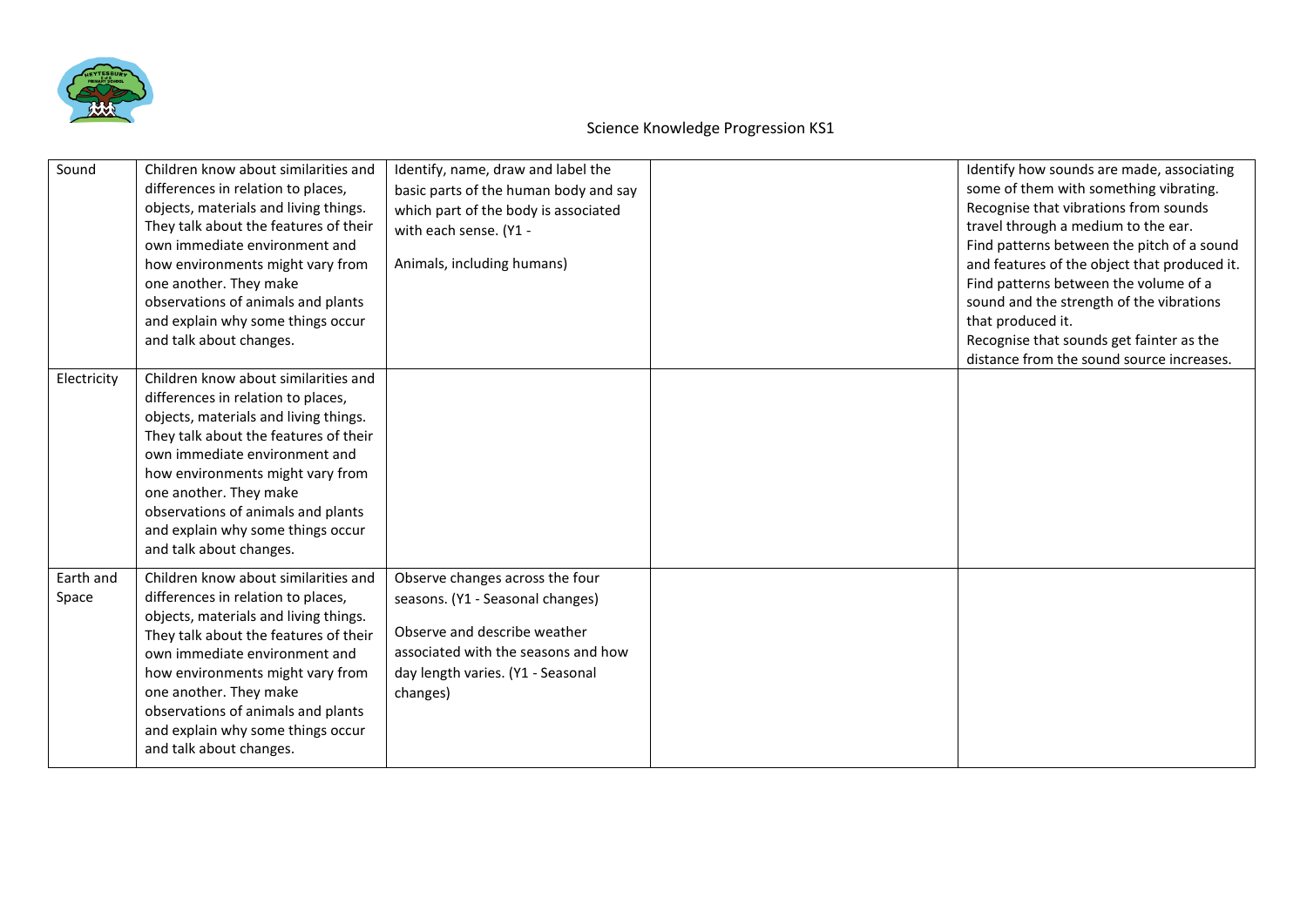Science Knowledge Progression KS1

| | | | | |
|---|---|---|---|---|
| Sound | Children know about similarities and differences in relation to places, objects, materials and living things. They talk about the features of their own immediate environment and how environments might vary from one another. They make observations of animals and plants and explain why some things occur and talk about changes. | Identify, name, draw and label the basic parts of the human body and say which part of the body is associated with each sense. (Y1 - Animals, including humans) | | Identify how sounds are made, associating some of them with something vibrating. Recognise that vibrations from sounds travel through a medium to the ear. Find patterns between the pitch of a sound and features of the object that produced it. Find patterns between the volume of a sound and the strength of the vibrations that produced it. Recognise that sounds get fainter as the distance from the sound source increases. |
| Electricity | Children know about similarities and differences in relation to places, objects, materials and living things. They talk about the features of their own immediate environment and how environments might vary from one another. They make observations of animals and plants and explain why some things occur and talk about changes. | | | |
| Earth and Space | Children know about similarities and differences in relation to places, objects, materials and living things. They talk about the features of their own immediate environment and how environments might vary from one another. They make observations of animals and plants and explain why some things occur and talk about changes. | Observe changes across the four seasons. (Y1 - Seasonal changes)<br><br>Observe and describe weather associated with the seasons and how day length varies. (Y1 - Seasonal changes) | | |